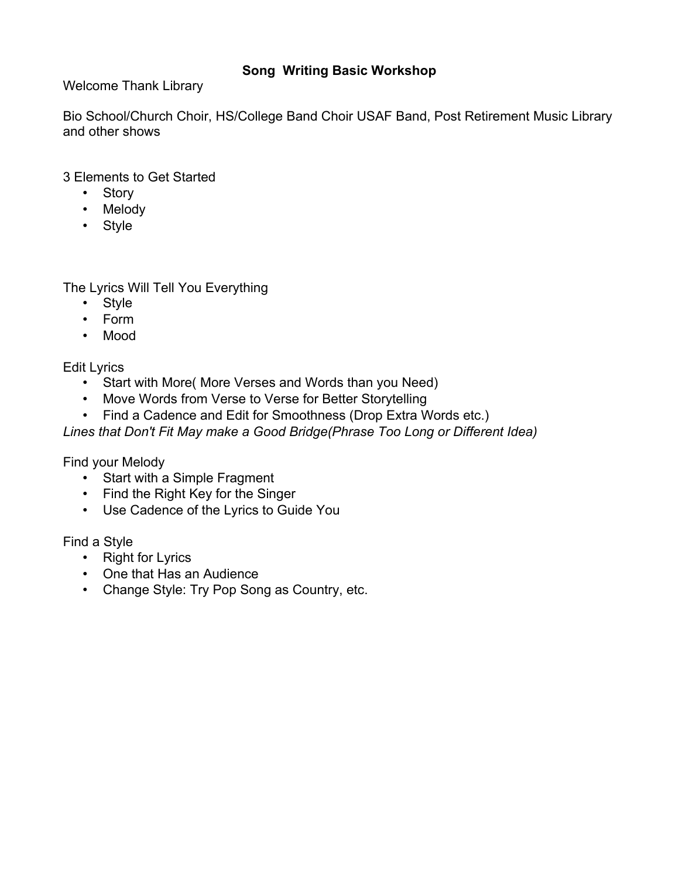# Song  Writing Basic Workshop

Welcome Thank Library

Bio School/Church Choir, HS/College Band Choir USAF Band, Post Retirement Music Library and other shows

3 Elements to Get Started

- Story
- Melody
- Style

The Lyrics Will Tell You Everything

- Style
- Form
- Mood

Edit Lyrics

- Start with More( More Verses and Words than you Need)
- Move Words from Verse to Verse for Better Storytelling
- Find a Cadence and Edit for Smoothness (Drop Extra Words etc.)

*Lines that Don't Fit May make a Good Bridge(Phrase Too Long or Different Idea)*

Find your Melody

- Start with a Simple Fragment
- Find the Right Key for the Singer
- Use Cadence of the Lyrics to Guide You

Find a Style

- Right for Lyrics
- One that Has an Audience
- Change Style: Try Pop Song as Country, etc.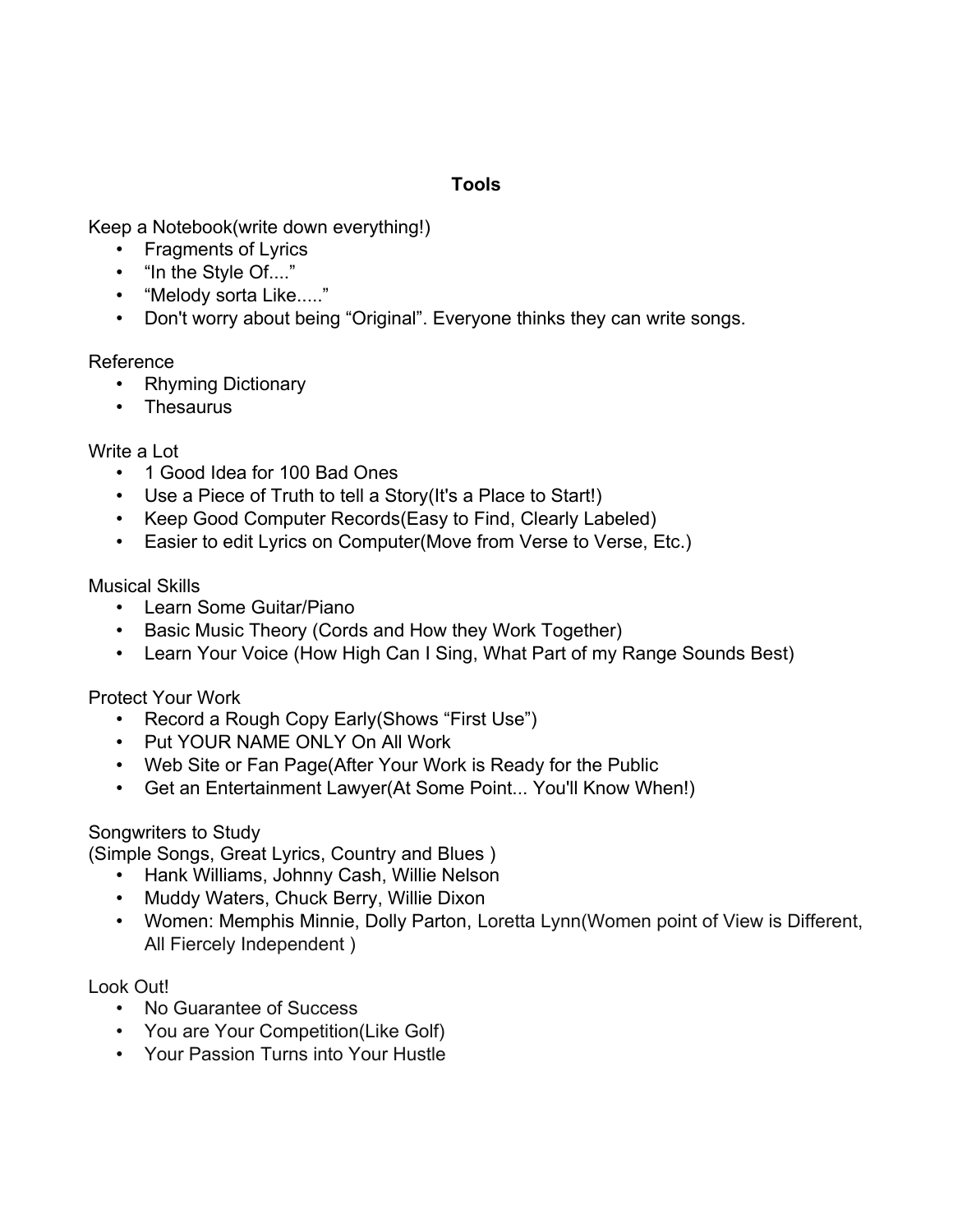## Tools

Keep a Notebook(write down everything!)

- Fragments of Lyrics
- "In the Style Of...."
- "Melody sorta Like....."
- Don't worry about being "Original". Everyone thinks they can write songs.

Reference

- Rhyming Dictionary
- Thesaurus

Write a Lot

- 1 Good Idea for 100 Bad Ones
- Use a Piece of Truth to tell a Story(It's a Place to Start!)
- Keep Good Computer Records(Easy to Find, Clearly Labeled)
- Easier to edit Lyrics on Computer(Move from Verse to Verse, Etc.)

Musical Skills

- Learn Some Guitar/Piano
- Basic Music Theory (Cords and How they Work Together)
- Learn Your Voice (How High Can I Sing, What Part of my Range Sounds Best)

Protect Your Work

- Record a Rough Copy Early(Shows "First Use")
- Put YOUR NAME ONLY On All Work
- Web Site or Fan Page(After Your Work is Ready for the Public
- Get an Entertainment Lawyer(At Some Point... You'll Know When!)

Songwriters to Study
(Simple Songs, Great Lyrics, Country and Blues )

- Hank Williams, Johnny Cash, Willie Nelson
- Muddy Waters, Chuck Berry, Willie Dixon
- Women: Memphis Minnie, Dolly Parton, Loretta Lynn(Women point of View is Different, All Fiercely Independent )

Look Out!

- No Guarantee of Success
- You are Your Competition(Like Golf)
- Your Passion Turns into Your Hustle